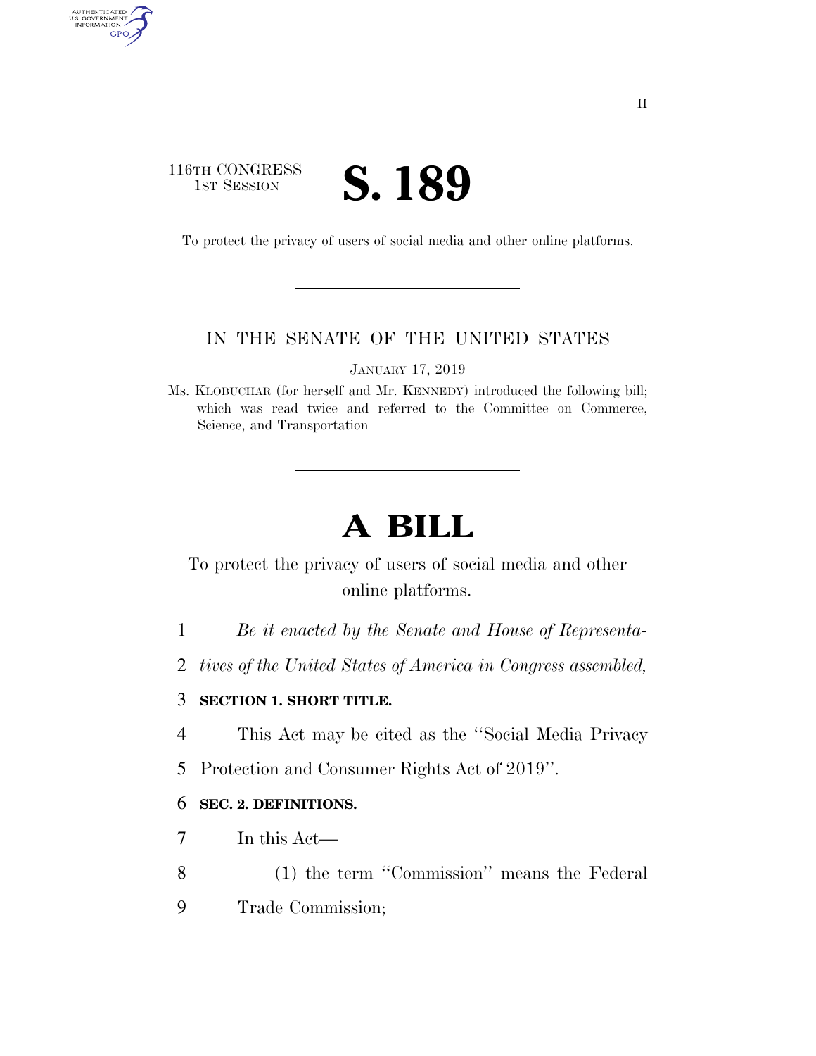116TH CONGRESS
1ST SESSION

# S. 189

To protect the privacy of users of social media and other online platforms.

IN THE SENATE OF THE UNITED STATES

JANUARY 17, 2019

Ms. KLOBUCHAR (for herself and Mr. KENNEDY) introduced the following bill; which was read twice and referred to the Committee on Commerce, Science, and Transportation

# A BILL

To protect the privacy of users of social media and other online platforms.

1 *Be it enacted by the Senate and House of Representa-*
2 *tives of the United States of America in Congress assembled,*

3 **SECTION 1. SHORT TITLE.**

4 This Act may be cited as the ''Social Media Privacy
5 Protection and Consumer Rights Act of 2019''.

6 **SEC. 2. DEFINITIONS.**

7 In this Act—

8 (1) the term ''Commission'' means the Federal
9 Trade Commission;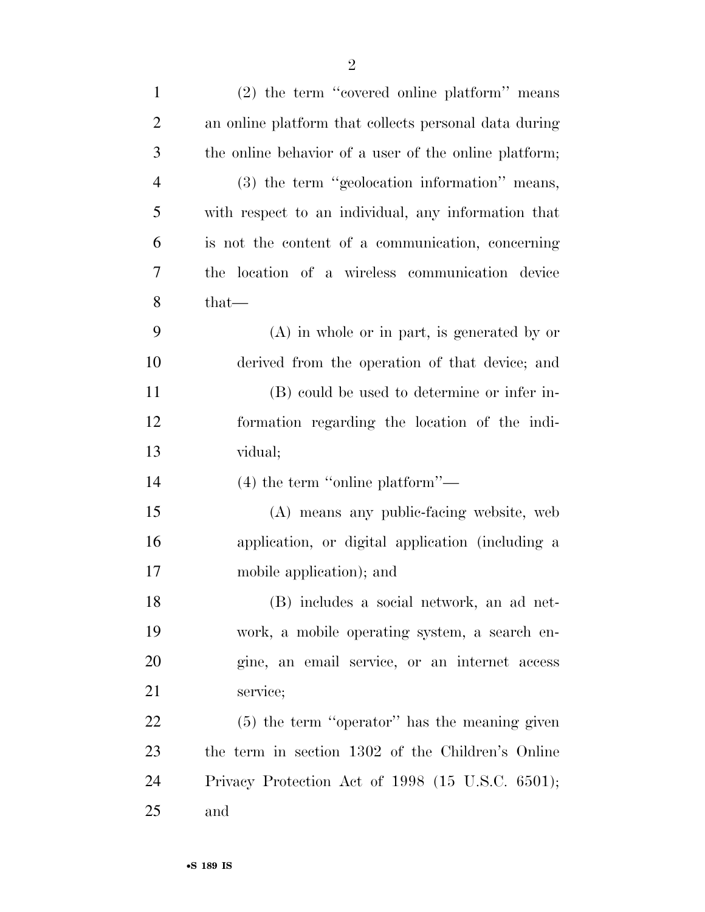(2) the term ''covered online platform'' means an online platform that collects personal data during the online behavior of a user of the online platform;

(3) the term ''geolocation information'' means, with respect to an individual, any information that is not the content of a communication, concerning the location of a wireless communication device that—

(A) in whole or in part, is generated by or derived from the operation of that device; and

(B) could be used to determine or infer information regarding the location of the individual;

(4) the term ''online platform''—

(A) means any public-facing website, web application, or digital application (including a mobile application); and

(B) includes a social network, an ad network, a mobile operating system, a search engine, an email service, or an internet access service;

(5) the term ''operator'' has the meaning given the term in section 1302 of the Children's Online Privacy Protection Act of 1998 (15 U.S.C. 6501); and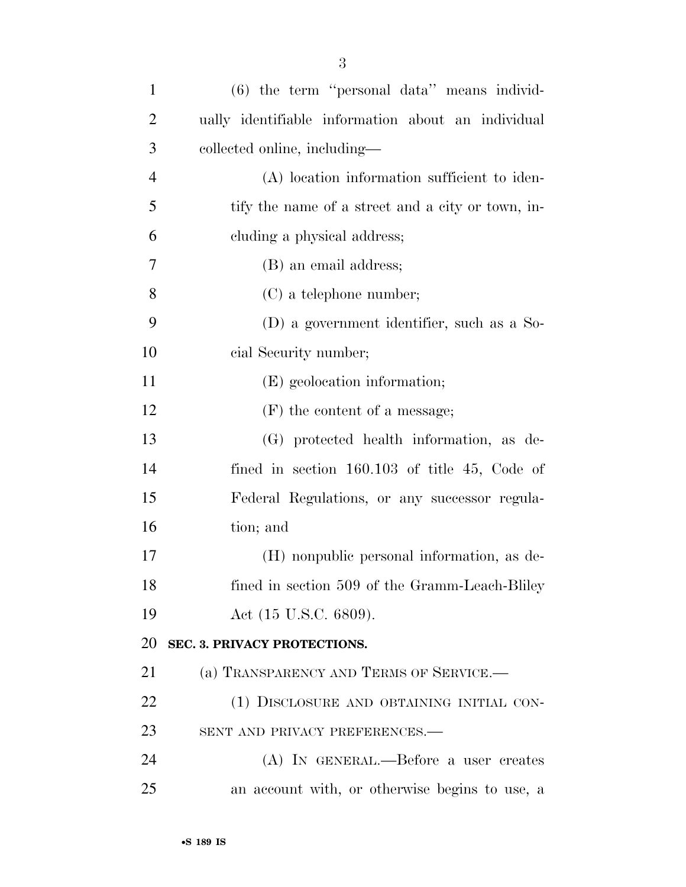(6) the term "personal data" means individually identifiable information about an individual collected online, including—

(A) location information sufficient to identify the name of a street and a city or town, including a physical address;

(B) an email address;

(C) a telephone number;

(D) a government identifier, such as a Social Security number;

(E) geolocation information;

(F) the content of a message;

(G) protected health information, as defined in section 160.103 of title 45, Code of Federal Regulations, or any successor regulation; and

(H) nonpublic personal information, as defined in section 509 of the Gramm-Leach-Bliley Act (15 U.S.C. 6809).

## SEC. 3. PRIVACY PROTECTIONS.

(a) TRANSPARENCY AND TERMS OF SERVICE.—

(1) DISCLOSURE AND OBTAINING INITIAL CONSENT AND PRIVACY PREFERENCES.—

(A) IN GENERAL.—Before a user creates an account with, or otherwise begins to use, a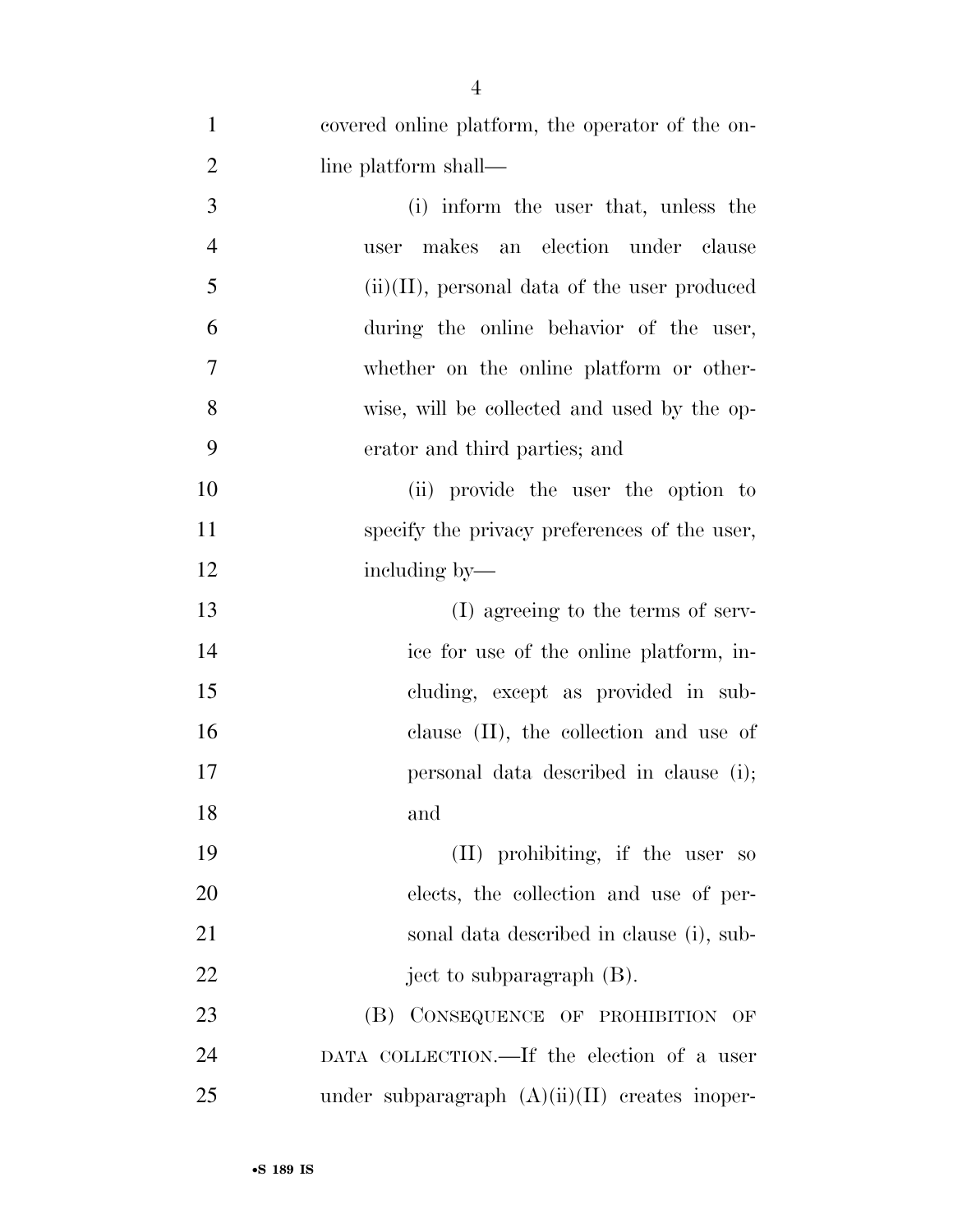covered online platform, the operator of the online platform shall—

(i) inform the user that, unless the user makes an election under clause (ii)(II), personal data of the user produced during the online behavior of the user, whether on the online platform or otherwise, will be collected and used by the operator and third parties; and

(ii) provide the user the option to specify the privacy preferences of the user, including by—

(I) agreeing to the terms of service for use of the online platform, including, except as provided in subclause (II), the collection and use of personal data described in clause (i); and

(II) prohibiting, if the user so elects, the collection and use of personal data described in clause (i), subject to subparagraph (B).

(B) CONSEQUENCE OF PROHIBITION OF DATA COLLECTION.—If the election of a user under subparagraph (A)(ii)(II) creates inoper-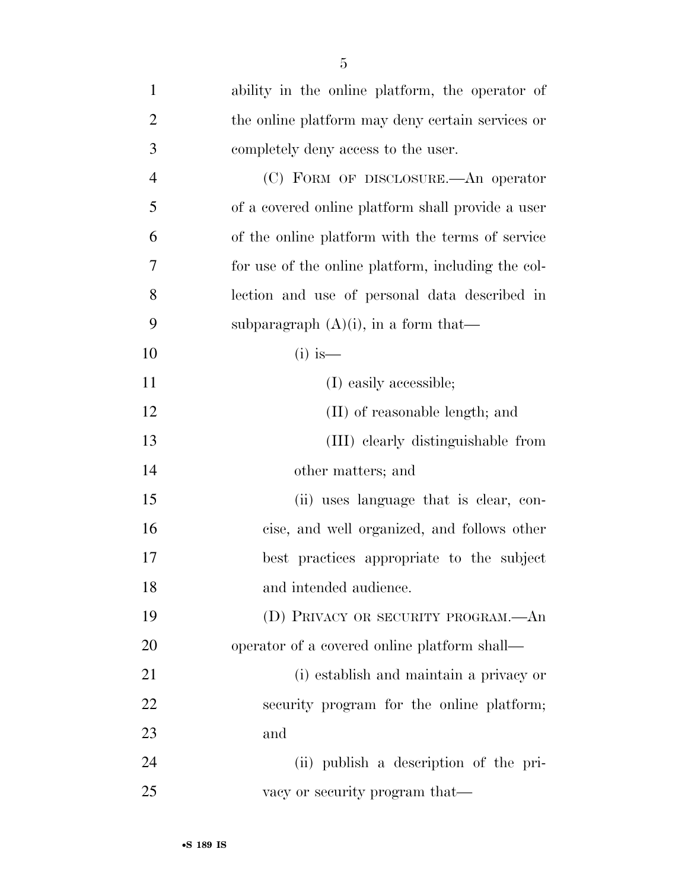ability in the online platform, the operator of the online platform may deny certain services or completely deny access to the user.

(C) FORM OF DISCLOSURE.—An operator of a covered online platform shall provide a user of the online platform with the terms of service for use of the online platform, including the collection and use of personal data described in subparagraph (A)(i), in a form that—

(i) is—

(I) easily accessible;

(II) of reasonable length; and

(III) clearly distinguishable from other matters; and

(ii) uses language that is clear, concise, and well organized, and follows other best practices appropriate to the subject and intended audience.

(D) PRIVACY OR SECURITY PROGRAM.—An operator of a covered online platform shall—

(i) establish and maintain a privacy or security program for the online platform; and

(ii) publish a description of the privacy or security program that—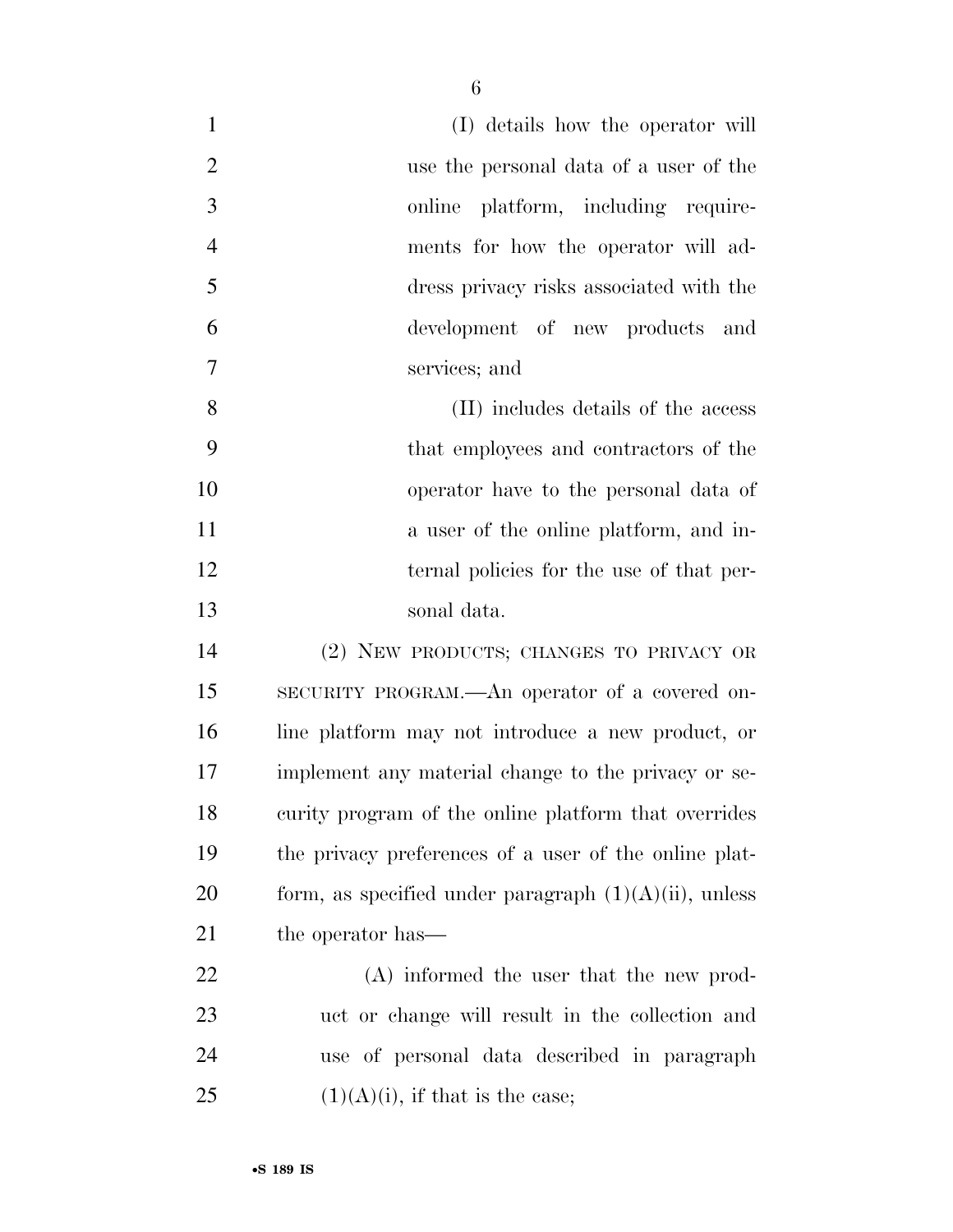(I) details how the operator will use the personal data of a user of the online platform, including requirements for how the operator will address privacy risks associated with the development of new products and services; and

(II) includes details of the access that employees and contractors of the operator have to the personal data of a user of the online platform, and internal policies for the use of that personal data.

(2) NEW PRODUCTS; CHANGES TO PRIVACY OR SECURITY PROGRAM.—An operator of a covered online platform may not introduce a new product, or implement any material change to the privacy or security program of the online platform that overrides the privacy preferences of a user of the online platform, as specified under paragraph (1)(A)(ii), unless the operator has—

(A) informed the user that the new product or change will result in the collection and use of personal data described in paragraph (1)(A)(i), if that is the case;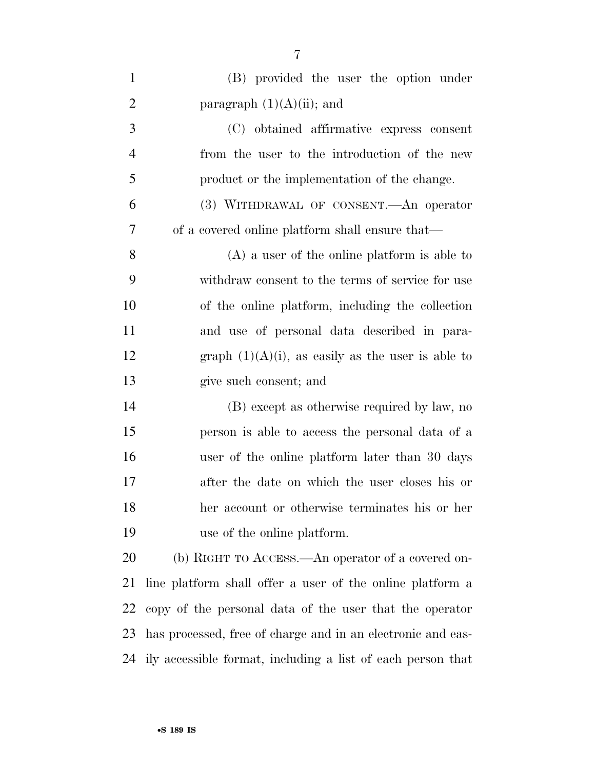(B) provided the user the option under paragraph (1)(A)(ii); and

(C) obtained affirmative express consent from the user to the introduction of the new product or the implementation of the change.

(3) WITHDRAWAL OF CONSENT.—An operator of a covered online platform shall ensure that—

(A) a user of the online platform is able to withdraw consent to the terms of service for use of the online platform, including the collection and use of personal data described in paragraph (1)(A)(i), as easily as the user is able to give such consent; and

(B) except as otherwise required by law, no person is able to access the personal data of a user of the online platform later than 30 days after the date on which the user closes his or her account or otherwise terminates his or her use of the online platform.

(b) RIGHT TO ACCESS.—An operator of a covered online platform shall offer a user of the online platform a copy of the personal data of the user that the operator has processed, free of charge and in an electronic and easily accessible format, including a list of each person that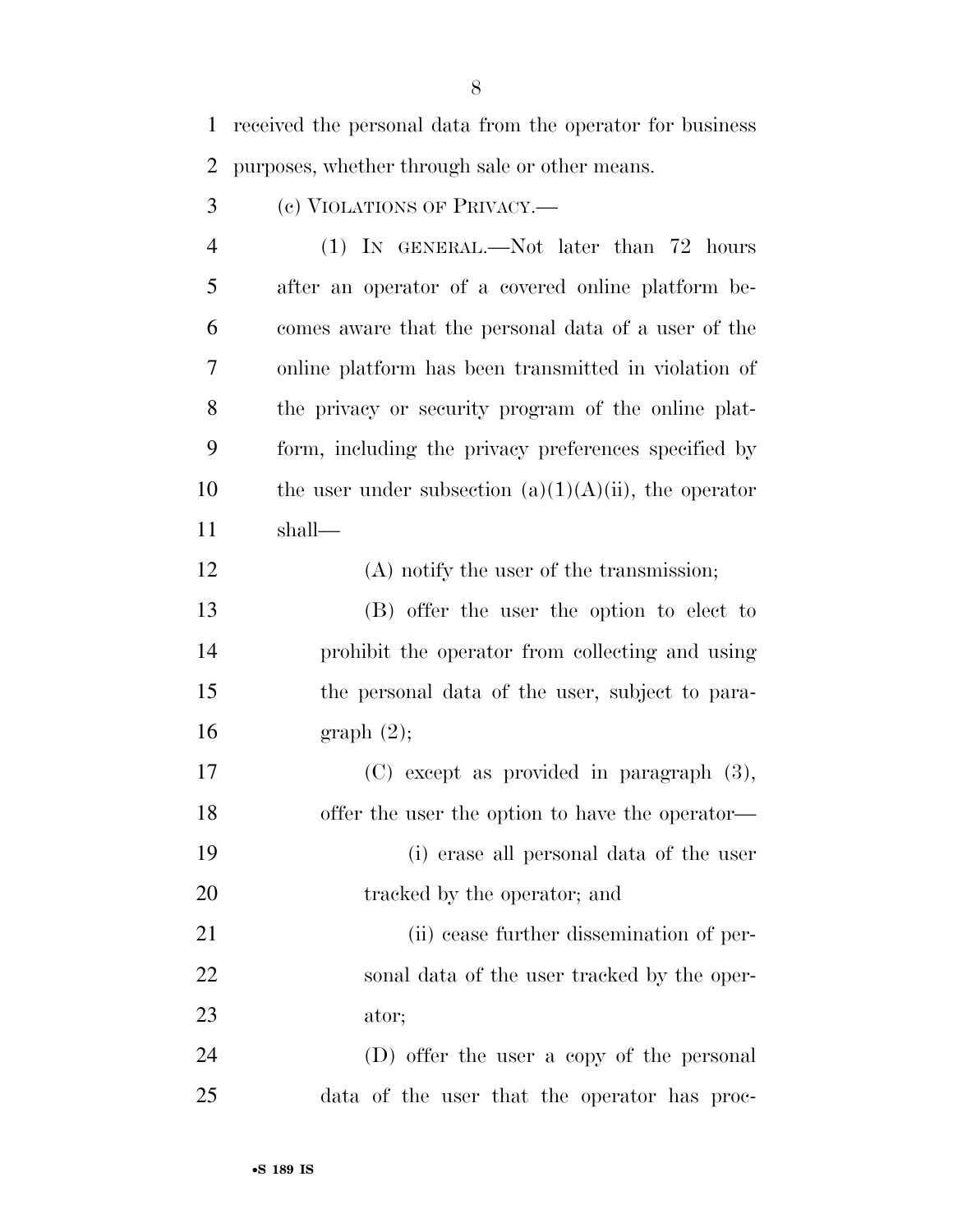received the personal data from the operator for business purposes, whether through sale or other means.

(c) VIOLATIONS OF PRIVACY.—

(1) IN GENERAL.—Not later than 72 hours after an operator of a covered online platform becomes aware that the personal data of a user of the online platform has been transmitted in violation of the privacy or security program of the online platform, including the privacy preferences specified by the user under subsection (a)(1)(A)(ii), the operator shall—

(A) notify the user of the transmission;

(B) offer the user the option to elect to prohibit the operator from collecting and using the personal data of the user, subject to paragraph (2);

(C) except as provided in paragraph (3), offer the user the option to have the operator—

(i) erase all personal data of the user tracked by the operator; and

(ii) cease further dissemination of personal data of the user tracked by the operator;

(D) offer the user a copy of the personal data of the user that the operator has proc-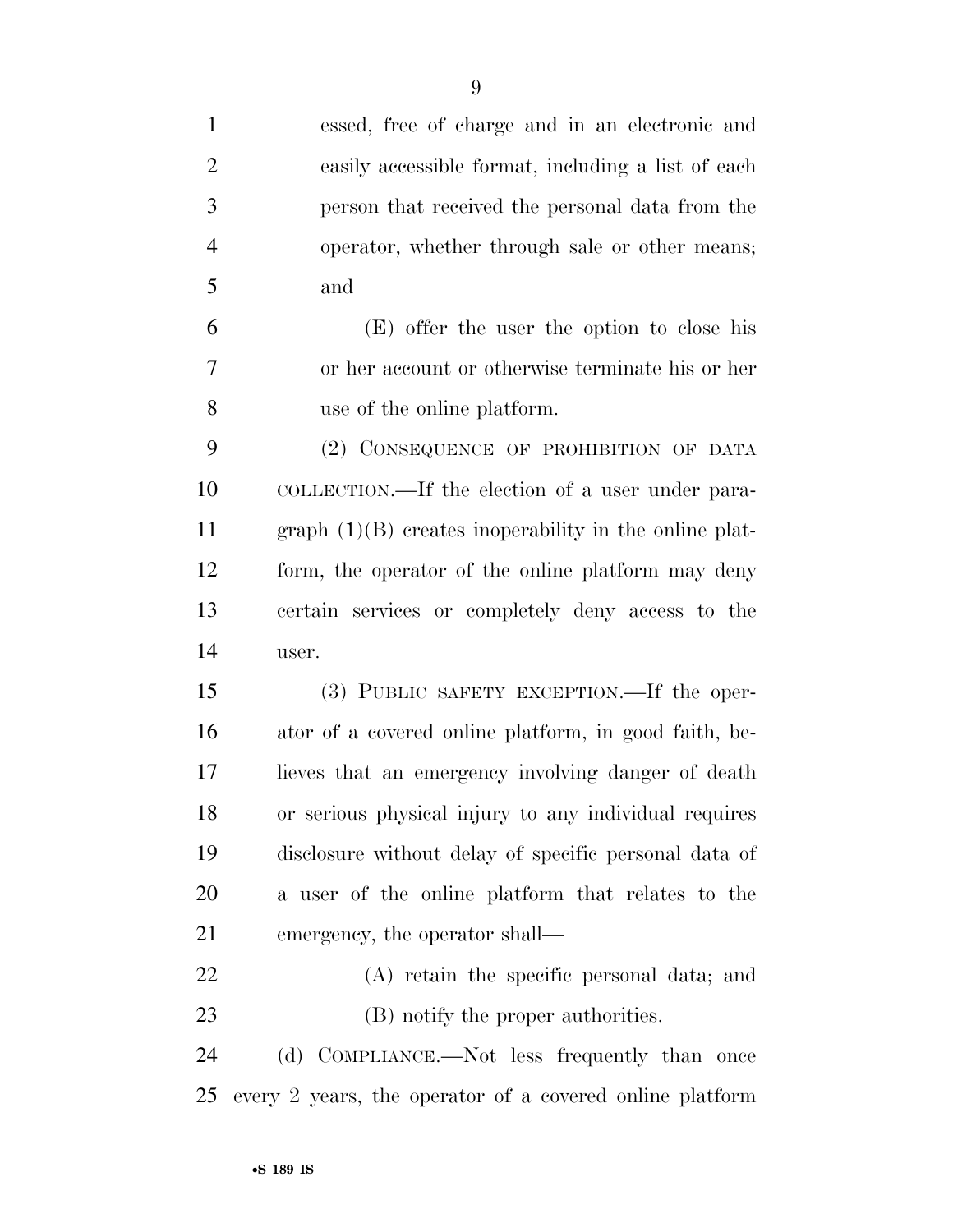essed, free of charge and in an electronic and easily accessible format, including a list of each person that received the personal data from the operator, whether through sale or other means; and

(E) offer the user the option to close his or her account or otherwise terminate his or her use of the online platform.

(2) CONSEQUENCE OF PROHIBITION OF DATA COLLECTION.—If the election of a user under paragraph (1)(B) creates inoperability in the online platform, the operator of the online platform may deny certain services or completely deny access to the user.

(3) PUBLIC SAFETY EXCEPTION.—If the operator of a covered online platform, in good faith, believes that an emergency involving danger of death or serious physical injury to any individual requires disclosure without delay of specific personal data of a user of the online platform that relates to the emergency, the operator shall—

(A) retain the specific personal data; and

(B) notify the proper authorities.

(d) COMPLIANCE.—Not less frequently than once every 2 years, the operator of a covered online platform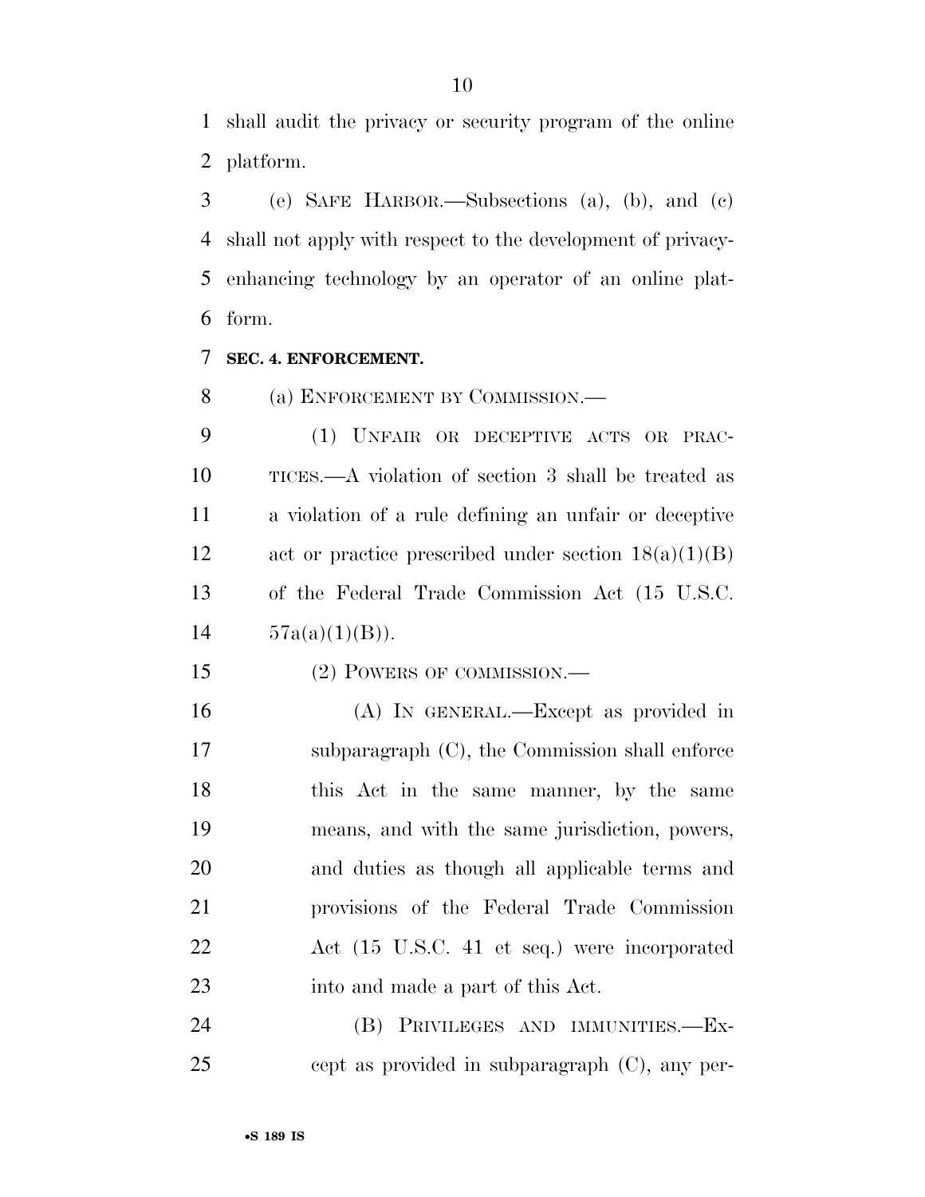shall audit the privacy or security program of the online platform.

(e) SAFE HARBOR.—Subsections (a), (b), and (c) shall not apply with respect to the development of privacy-enhancing technology by an operator of an online platform.

**SEC. 4. ENFORCEMENT.**

(a) ENFORCEMENT BY COMMISSION.—

(1) UNFAIR OR DECEPTIVE ACTS OR PRACTICES.—A violation of section 3 shall be treated as a violation of a rule defining an unfair or deceptive act or practice prescribed under section 18(a)(1)(B) of the Federal Trade Commission Act (15 U.S.C. 57a(a)(1)(B)).

(2) POWERS OF COMMISSION.—

(A) IN GENERAL.—Except as provided in subparagraph (C), the Commission shall enforce this Act in the same manner, by the same means, and with the same jurisdiction, powers, and duties as though all applicable terms and provisions of the Federal Trade Commission Act (15 U.S.C. 41 et seq.) were incorporated into and made a part of this Act.

(B) PRIVILEGES AND IMMUNITIES.—Except as provided in subparagraph (C), any per-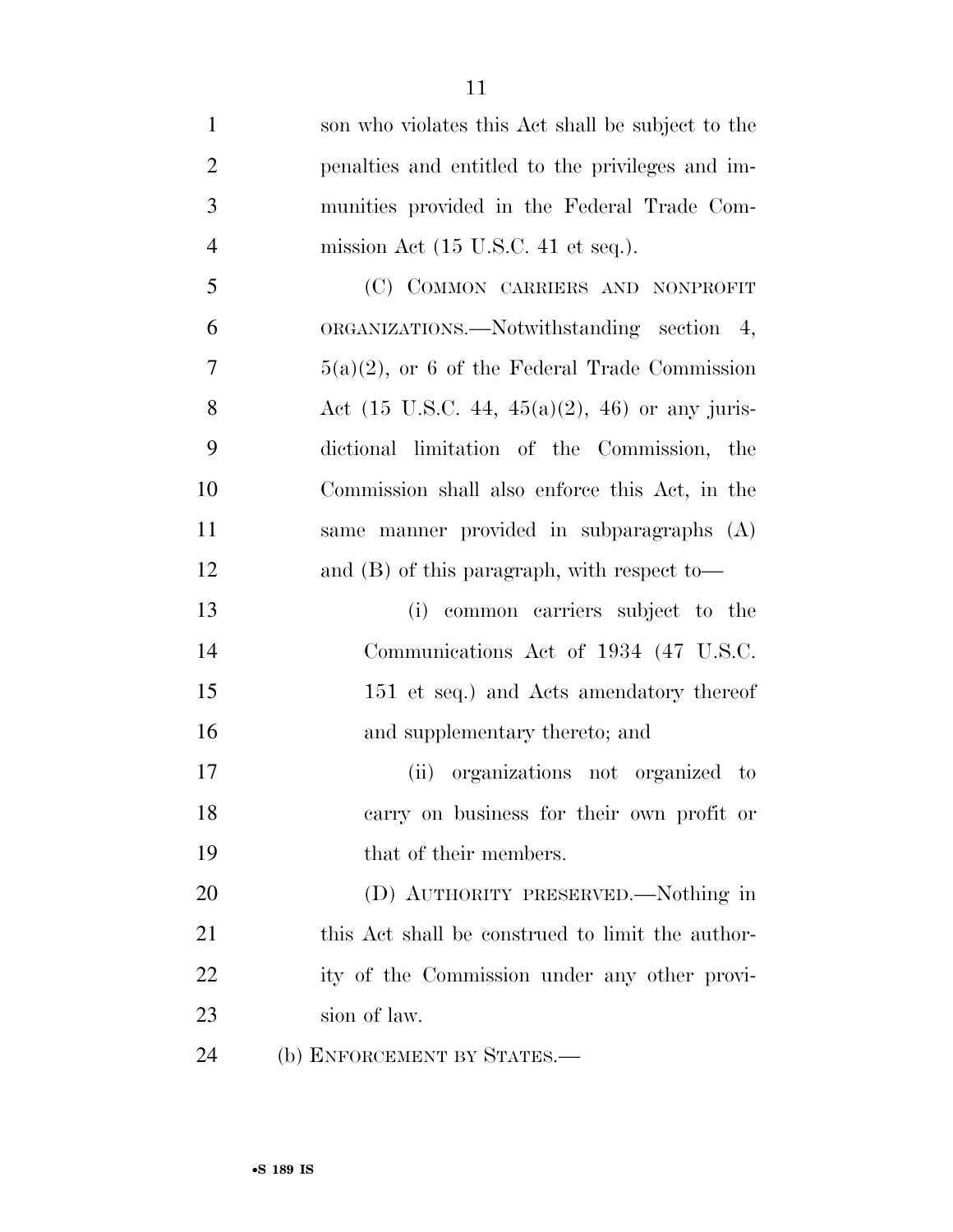son who violates this Act shall be subject to the penalties and entitled to the privileges and immunities provided in the Federal Trade Commission Act (15 U.S.C. 41 et seq.).

(C) COMMON CARRIERS AND NONPROFIT ORGANIZATIONS.—Notwithstanding section 4, 5(a)(2), or 6 of the Federal Trade Commission Act (15 U.S.C. 44, 45(a)(2), 46) or any jurisdictional limitation of the Commission, the Commission shall also enforce this Act, in the same manner provided in subparagraphs (A) and (B) of this paragraph, with respect to—

(i) common carriers subject to the Communications Act of 1934 (47 U.S.C. 151 et seq.) and Acts amendatory thereof and supplementary thereto; and

(ii) organizations not organized to carry on business for their own profit or that of their members.

(D) AUTHORITY PRESERVED.—Nothing in this Act shall be construed to limit the authority of the Commission under any other provision of law.

(b) ENFORCEMENT BY STATES.—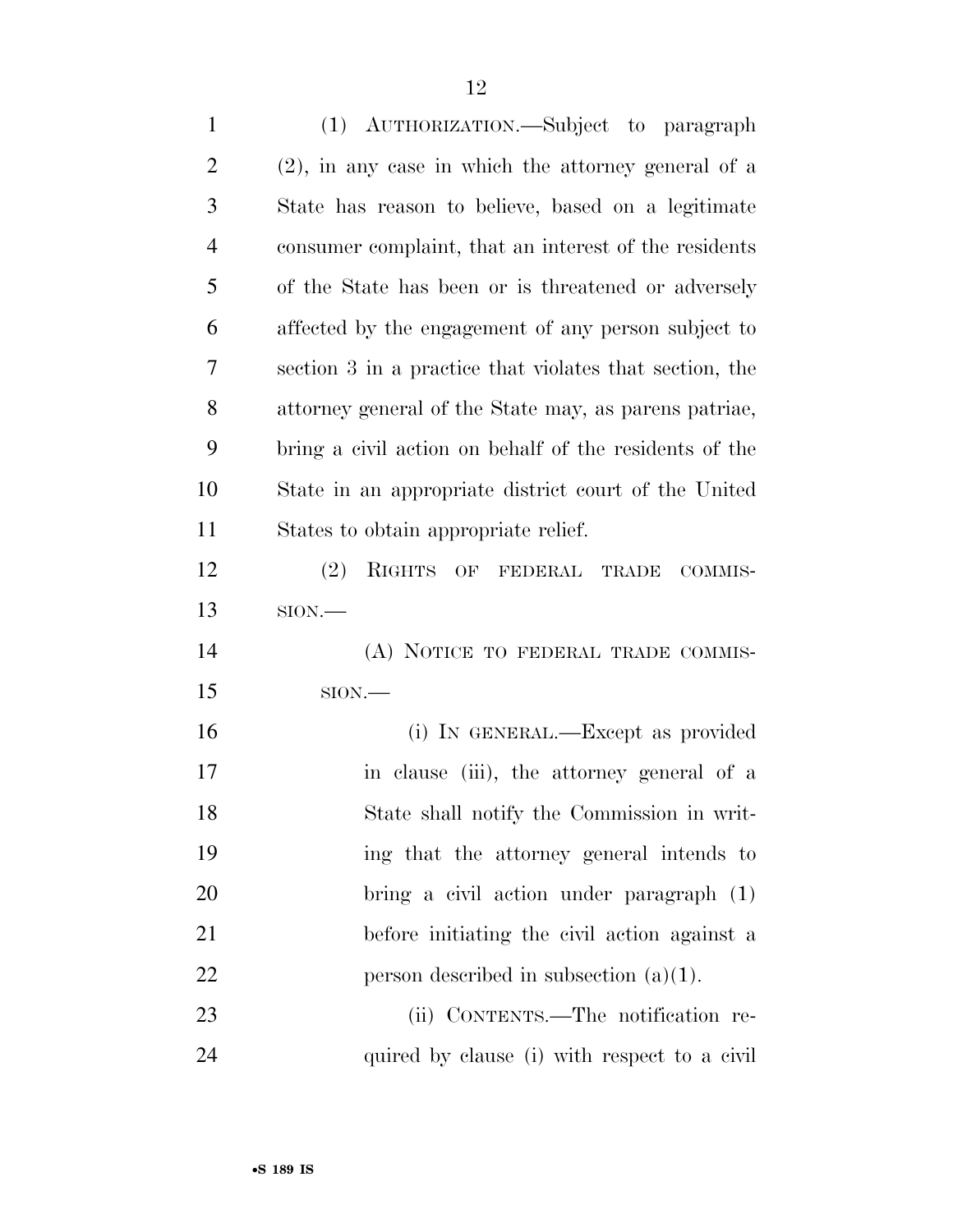(1) AUTHORIZATION.—Subject to paragraph (2), in any case in which the attorney general of a State has reason to believe, based on a legitimate consumer complaint, that an interest of the residents of the State has been or is threatened or adversely affected by the engagement of any person subject to section 3 in a practice that violates that section, the attorney general of the State may, as parens patriae, bring a civil action on behalf of the residents of the State in an appropriate district court of the United States to obtain appropriate relief.

(2) RIGHTS OF FEDERAL TRADE COMMISSION.—

(A) NOTICE TO FEDERAL TRADE COMMISSION.—

(i) IN GENERAL.—Except as provided in clause (iii), the attorney general of a State shall notify the Commission in writing that the attorney general intends to bring a civil action under paragraph (1) before initiating the civil action against a person described in subsection (a)(1).

(ii) CONTENTS.—The notification required by clause (i) with respect to a civil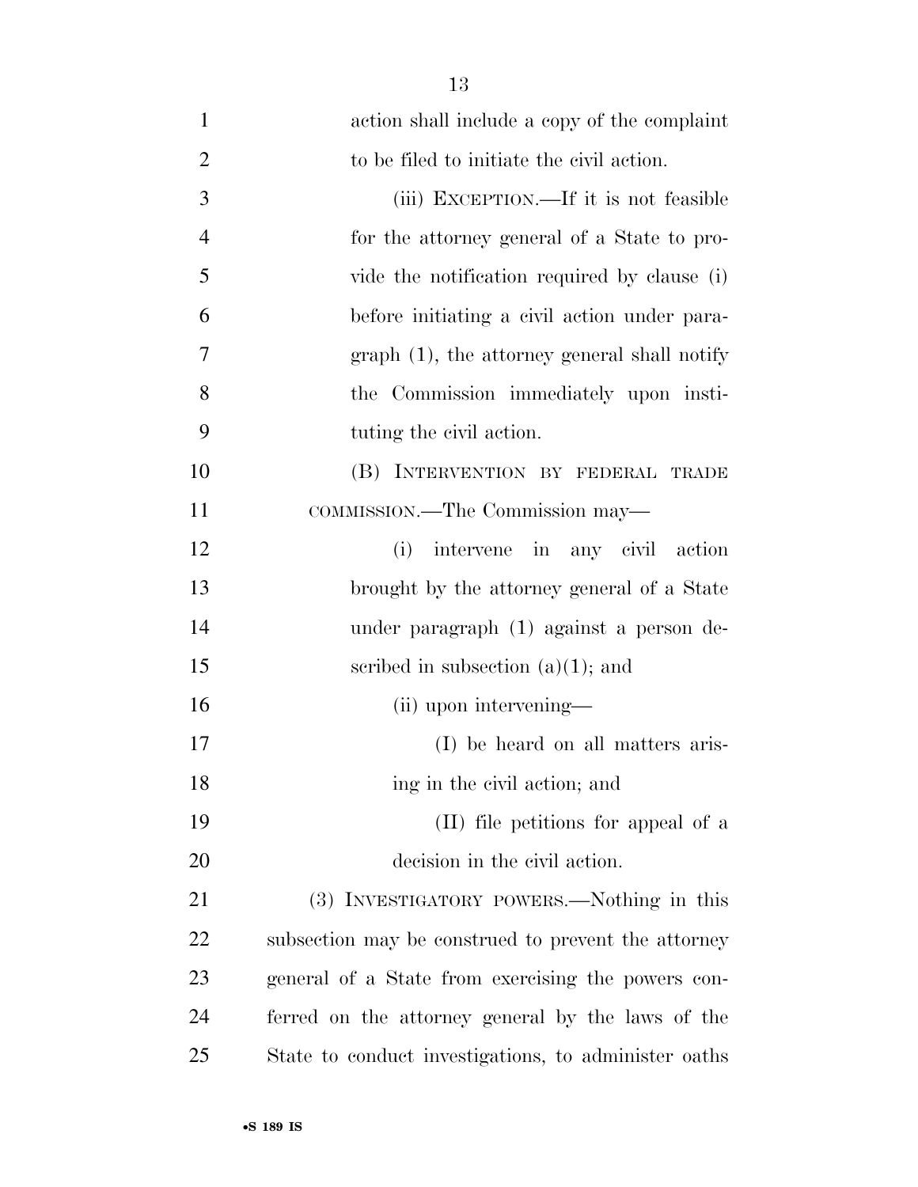action shall include a copy of the complaint to be filed to initiate the civil action.

(iii) EXCEPTION.—If it is not feasible for the attorney general of a State to provide the notification required by clause (i) before initiating a civil action under paragraph (1), the attorney general shall notify the Commission immediately upon instituting the civil action.

(B) INTERVENTION BY FEDERAL TRADE COMMISSION.—The Commission may—

(i) intervene in any civil action brought by the attorney general of a State under paragraph (1) against a person described in subsection (a)(1); and

(ii) upon intervening—

(I) be heard on all matters arising in the civil action; and

(II) file petitions for appeal of a decision in the civil action.

(3) INVESTIGATORY POWERS.—Nothing in this subsection may be construed to prevent the attorney general of a State from exercising the powers conferred on the attorney general by the laws of the State to conduct investigations, to administer oaths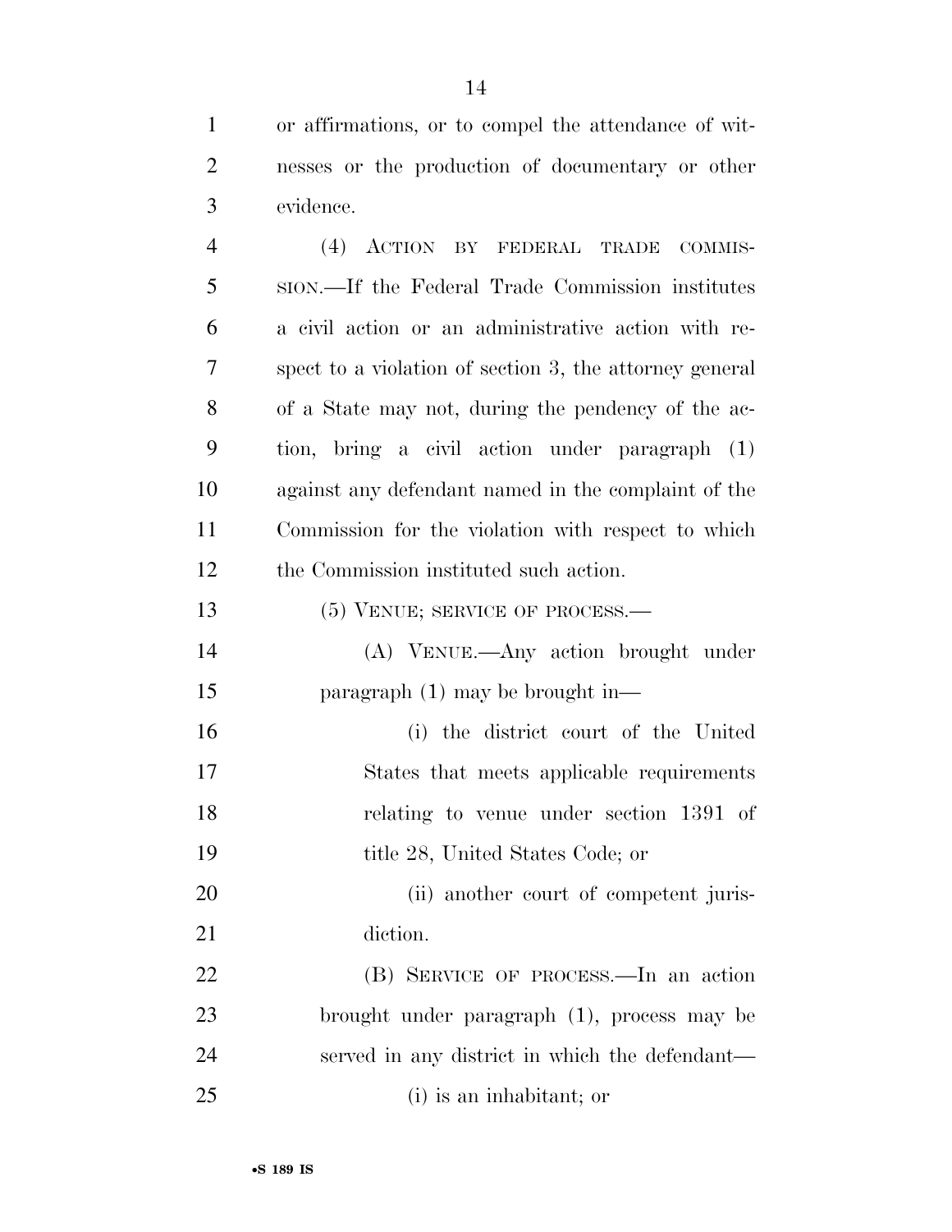or affirmations, or to compel the attendance of witnesses or the production of documentary or other evidence.

(4) ACTION BY FEDERAL TRADE COMMISSION.—If the Federal Trade Commission institutes a civil action or an administrative action with respect to a violation of section 3, the attorney general of a State may not, during the pendency of the action, bring a civil action under paragraph (1) against any defendant named in the complaint of the Commission for the violation with respect to which the Commission instituted such action.

(5) VENUE; SERVICE OF PROCESS.—

(A) VENUE.—Any action brought under paragraph (1) may be brought in—

(i) the district court of the United States that meets applicable requirements relating to venue under section 1391 of title 28, United States Code; or

(ii) another court of competent jurisdiction.

(B) SERVICE OF PROCESS.—In an action brought under paragraph (1), process may be served in any district in which the defendant—

(i) is an inhabitant; or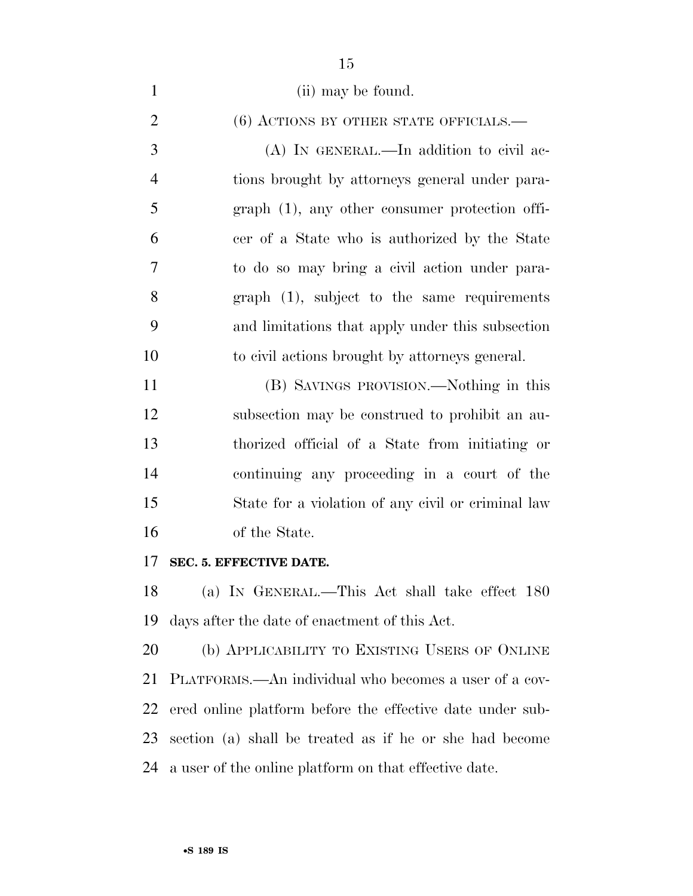(ii) may be found.

(6) ACTIONS BY OTHER STATE OFFICIALS.—

(A) IN GENERAL.—In addition to civil actions brought by attorneys general under paragraph (1), any other consumer protection officer of a State who is authorized by the State to do so may bring a civil action under paragraph (1), subject to the same requirements and limitations that apply under this subsection to civil actions brought by attorneys general.

(B) SAVINGS PROVISION.—Nothing in this subsection may be construed to prohibit an authorized official of a State from initiating or continuing any proceeding in a court of the State for a violation of any civil or criminal law of the State.

**SEC. 5. EFFECTIVE DATE.**

(a) IN GENERAL.—This Act shall take effect 180 days after the date of enactment of this Act.

(b) APPLICABILITY TO EXISTING USERS OF ONLINE PLATFORMS.—An individual who becomes a user of a covered online platform before the effective date under subsection (a) shall be treated as if he or she had become a user of the online platform on that effective date.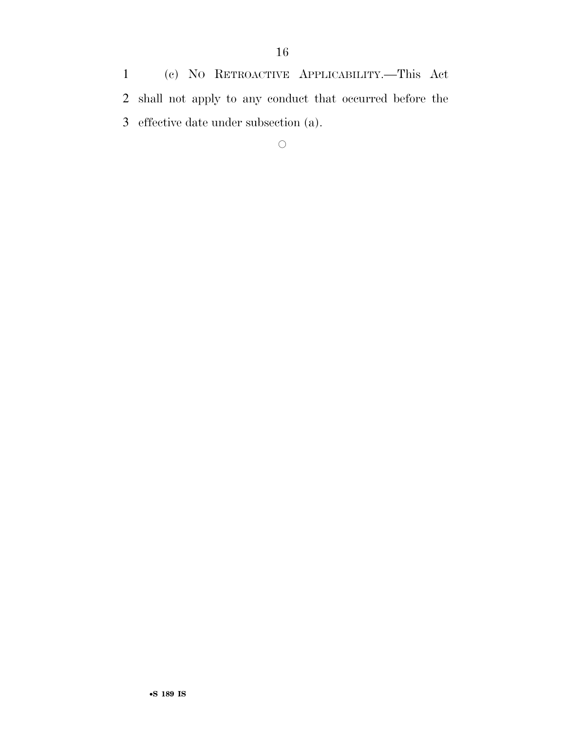(c) NO RETROACTIVE APPLICABILITY.—This Act shall not apply to any conduct that occurred before the effective date under subsection (a).